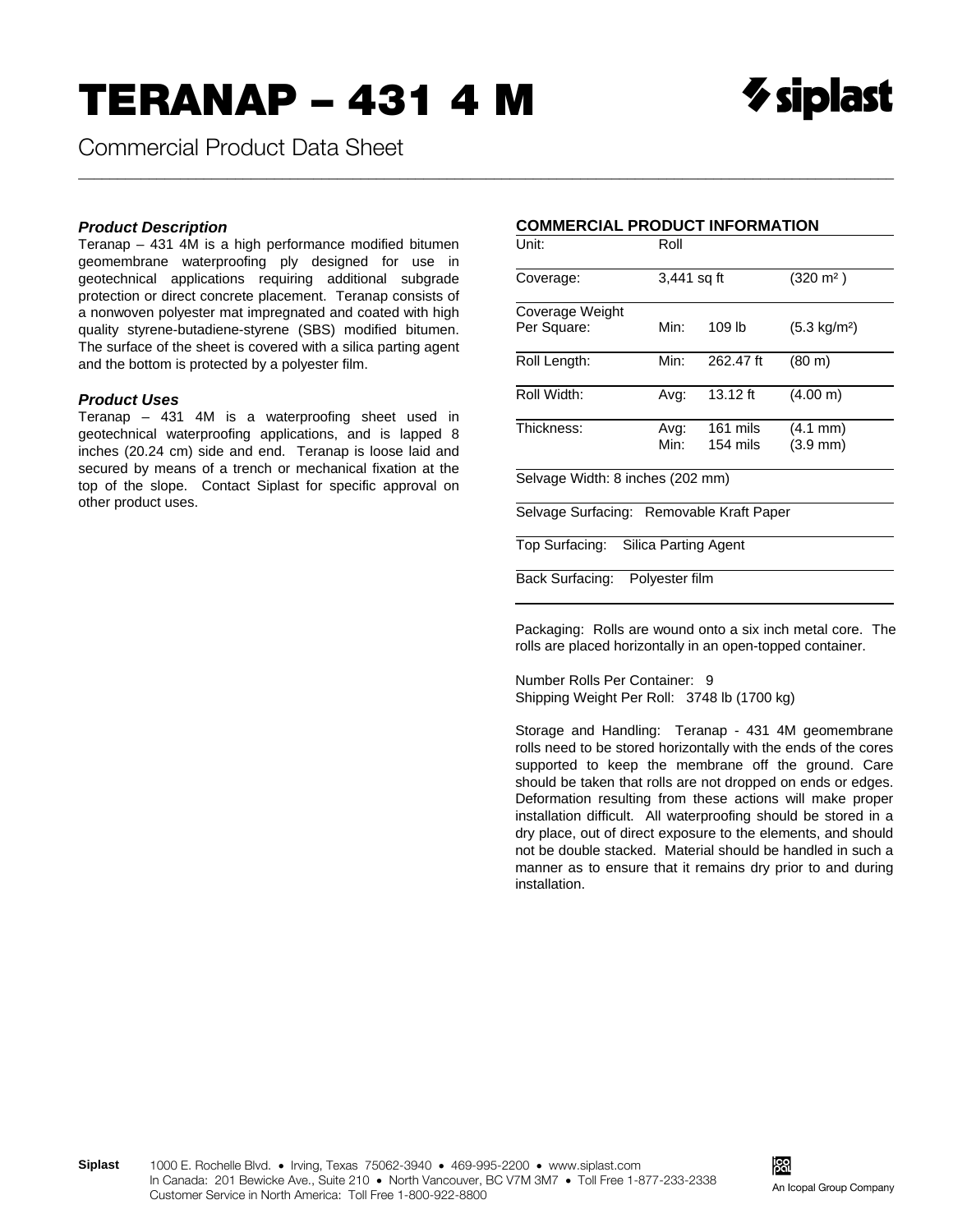# TERANAP – 431 4 M

Commercial Product Data Sheet

### *Product Description*

Teranap – 431 4M is a high performance modified bitumen geomembrane waterproofing ply designed for use in geotechnical applications requiring additional subgrade protection or direct concrete placement. Teranap consists of a nonwoven polyester mat impregnated and coated with high quality styrene-butadiene-styrene (SBS) modified bitumen. The surface of the sheet is covered with a silica parting agent and the bottom is protected by a polyester film.

### *Product Uses*

Teranap – 431 4M is a waterproofing sheet used in geotechnical waterproofing applications, and is lapped 8 inches (20.24 cm) side and end. Teranap is loose laid and secured by means of a trench or mechanical fixation at the top of the slope. Contact Siplast for specific approval on other product uses.

### COMMERCIAL PRODUCT INFORMATION

| | | | |
|---|---|---|---|
| Unit: | Roll | | |
| Coverage: | 3,441 sq ft | | (320 m²) |
| Coverage Weight Per Square: | Min: | 109 lb | (5.3 kg/m²) |
| Roll Length: | Min: | 262.47 ft | (80 m) |
| Roll Width: | Avg: | 13.12 ft | (4.00 m) |
| Thickness: | Avg:<br>Min: | 161 mils<br>154 mils | (4.1 mm)<br>(3.9 mm) |

Selvage Width: 8 inches (202 mm)

Selvage Surfacing: Removable Kraft Paper

Top Surfacing: Silica Parting Agent

Back Surfacing: Polyester film

Packaging: Rolls are wound onto a six inch metal core. The rolls are placed horizontally in an open-topped container.

Number Rolls Per Container: 9
Shipping Weight Per Roll: 3748 lb (1700 kg)

Storage and Handling: Teranap - 431 4M geomembrane rolls need to be stored horizontally with the ends of the cores supported to keep the membrane off the ground. Care should be taken that rolls are not dropped on ends or edges. Deformation resulting from these actions will make proper installation difficult. All waterproofing should be stored in a dry place, out of direct exposure to the elements, and should not be double stacked. Material should be handled in such a manner as to ensure that it remains dry prior to and during installation.

**Siplast** 1000 E. Rochelle Blvd. • Irving, Texas 75062-3940 • 469-995-2200 • www.siplast.com
In Canada: 201 Bewicke Ave., Suite 210 • North Vancouver, BC V7M 3M7 • Toll Free 1-877-233-2338
Customer Service in North America: Toll Free 1-800-922-8800

An Icopal Group Company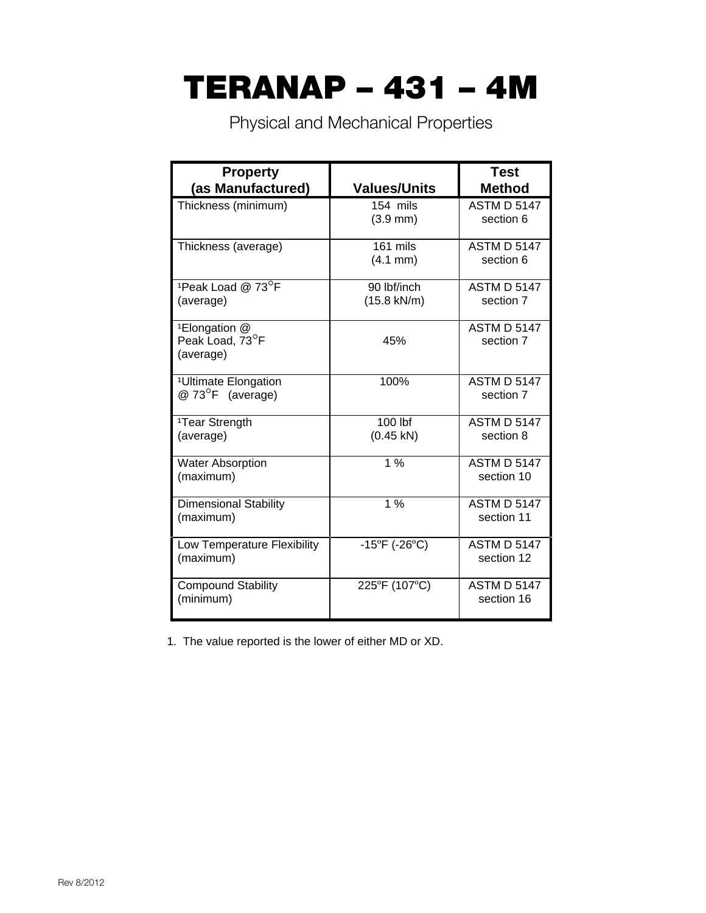# TERANAP – 431 – 4M

Physical and Mechanical Properties

| Property (as Manufactured) | Values/Units | Test Method |
|---|---|---|
| Thickness (minimum) | 154 mils (3.9 mm) | ASTM D 5147 section 6 |
| Thickness (average) | 161 mils (4.1 mm) | ASTM D 5147 section 6 |
| [1]Peak Load @ 73°F (average) | 90 lbf/inch (15.8 kN/m) | ASTM D 5147 section 7 |
| [1]Elongation @ Peak Load, 73°F (average) | 45% | ASTM D 5147 section 7 |
| [1]Ultimate Elongation @ 73°F (average) | 100% | ASTM D 5147 section 7 |
| [1]Tear Strength (average) | 100 lbf (0.45 kN) | ASTM D 5147 section 8 |
| Water Absorption (maximum) | 1 % | ASTM D 5147 section 10 |
| Dimensional Stability (maximum) | 1 % | ASTM D 5147 section 11 |
| Low Temperature Flexibility (maximum) | -15ºF (-26ºC) | ASTM D 5147 section 12 |
| Compound Stability (minimum) | 225ºF (107ºC) | ASTM D 5147 section 16 |

1. The value reported is the lower of either MD or XD.

Rev 8/2012